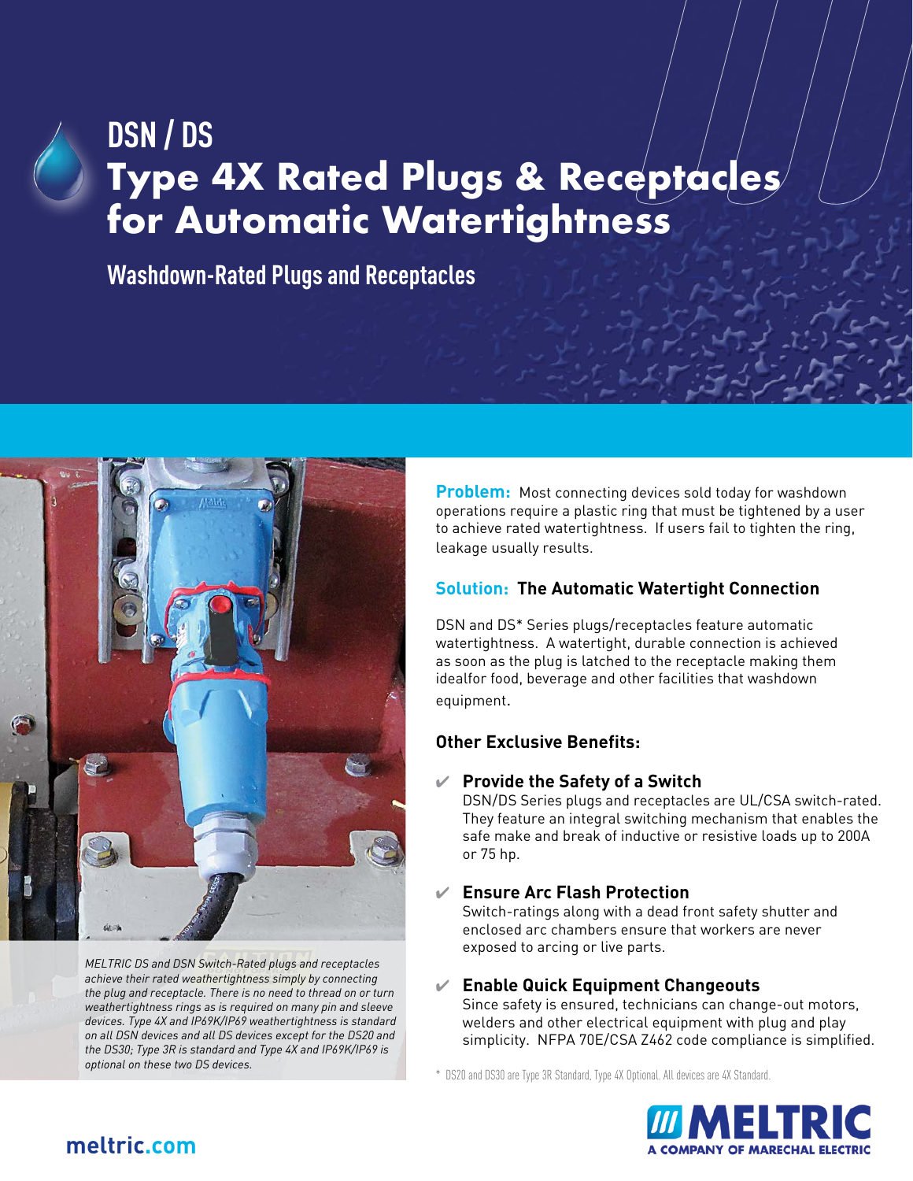# DSN / DS

# Type 4X Rated Plugs & Receptacles for Automatic Watertightness

## Washdown-Rated Plugs and Receptacles

*MELTRIC DS and DSN Switch-Rated plugs and receptacles achieve their rated weathertightness simply by connecting the plug and receptacle. There is no need to thread on or turn weathertightness rings as is required on many pin and sleeve devices. Type 4X and IP69K/IP69 weathertightness is standard on all DSN devices and all DS devices except for the DS20 and the DS30; Type 3R is standard and Type 4X and IP69K/IP69 is optional on these two DS devices.*

**Problem:** Most connecting devices sold today for washdown operations require a plastic ring that must be tightened by a user to achieve rated watertightness. If users fail to tighten the ring, leakage usually results.

### Solution: The Automatic Watertight Connection

DSN and DS* Series plugs/receptacles feature automatic watertightness. A watertight, durable connection is achieved as soon as the plug is latched to the receptacle making them idealfor food, beverage and other facilities that washdown equipment.

### Other Exclusive Benefits:

- **Provide the Safety of a Switch**
  DSN/DS Series plugs and receptacles are UL/CSA switch-rated. They feature an integral switching mechanism that enables the safe make and break of inductive or resistive loads up to 200A or 75 hp.

- **Ensure Arc Flash Protection**
  Switch-ratings along with a dead front safety shutter and enclosed arc chambers ensure that workers are never exposed to arcing or live parts.

- **Enable Quick Equipment Changeouts**
  Since safety is ensured, technicians can change-out motors, welders and other electrical equipment with plug and play simplicity. NFPA 70E/CSA Z462 code compliance is simplified.

\* DS20 and DS30 are Type 3R Standard, Type 4X Optional. All devices are 4X Standard.

meltric.com

MELTRIC
A COMPANY OF MARECHAL ELECTRIC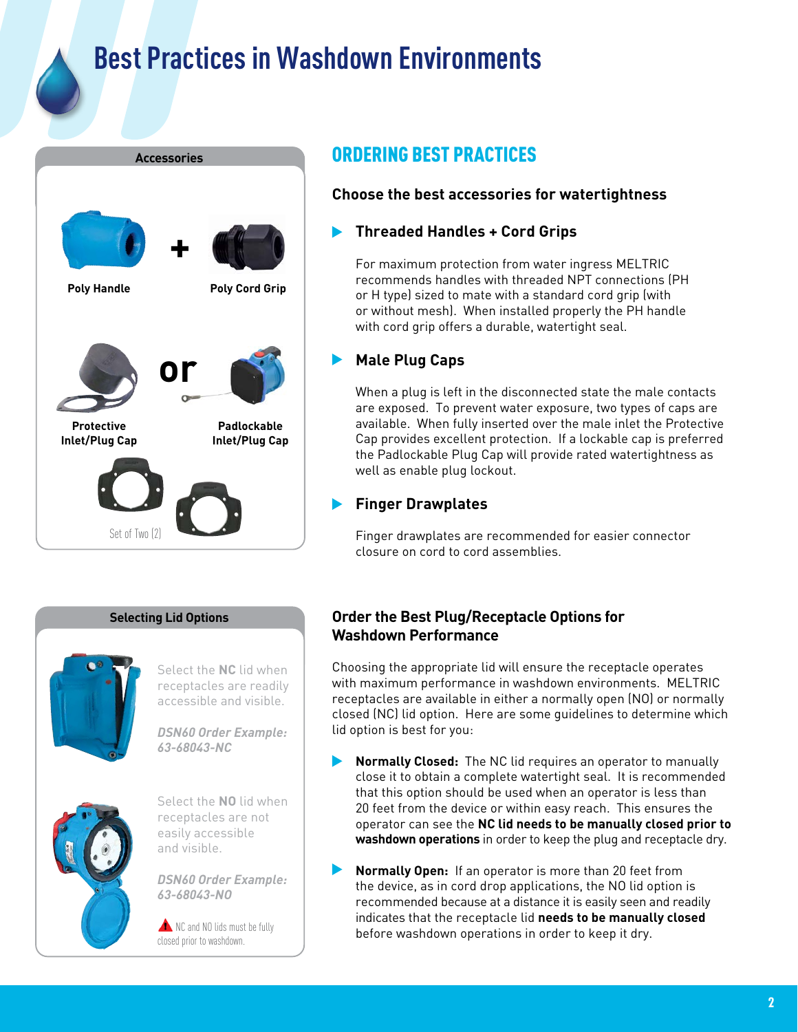# Best Practices in Washdown Environments

**Accessories**

**Poly Handle** + **Poly Cord Grip**

**Protective Inlet/Plug Cap** or **Padlockable Inlet/Plug Cap**

Set of Two (2)

## ORDERING BEST PRACTICES

### Choose the best accessories for watertightness

#### Threaded Handles + Cord Grips

For maximum protection from water ingress MELTRIC recommends handles with threaded NPT connections (PH or H type) sized to mate with a standard cord grip (with or without mesh). When installed properly the PH handle with cord grip offers a durable, watertight seal.

#### Male Plug Caps

When a plug is left in the disconnected state the male contacts are exposed. To prevent water exposure, two types of caps are available. When fully inserted over the male inlet the Protective Cap provides excellent protection. If a lockable cap is preferred the Padlockable Plug Cap will provide rated watertightness as well as enable plug lockout.

#### Finger Drawplates

Finger drawplates are recommended for easier connector closure on cord to cord assemblies.

**Selecting Lid Options**

Select the **NC** lid when receptacles are readily accessible and visible.

***DSN60 Order Example: 63-68043-NC***

Select the **NO** lid when receptacles are not easily accessible and visible.

***DSN60 Order Example: 63-68043-NO***

NC and NO lids must be fully closed prior to washdown.

### Order the Best Plug/Receptacle Options for Washdown Performance

Choosing the appropriate lid will ensure the receptacle operates with maximum performance in washdown environments. MELTRIC receptacles are available in either a normally open (NO) or normally closed (NC) lid option. Here are some guidelines to determine which lid option is best for you:

- **Normally Closed:** The NC lid requires an operator to manually close it to obtain a complete watertight seal. It is recommended that this option should be used when an operator is less than 20 feet from the device or within easy reach. This ensures the operator can see the **NC lid needs to be manually closed prior to washdown operations** in order to keep the plug and receptacle dry.
- **Normally Open:** If an operator is more than 20 feet from the device, as in cord drop applications, the NO lid option is recommended because at a distance it is easily seen and readily indicates that the receptacle lid **needs to be manually closed** before washdown operations in order to keep it dry.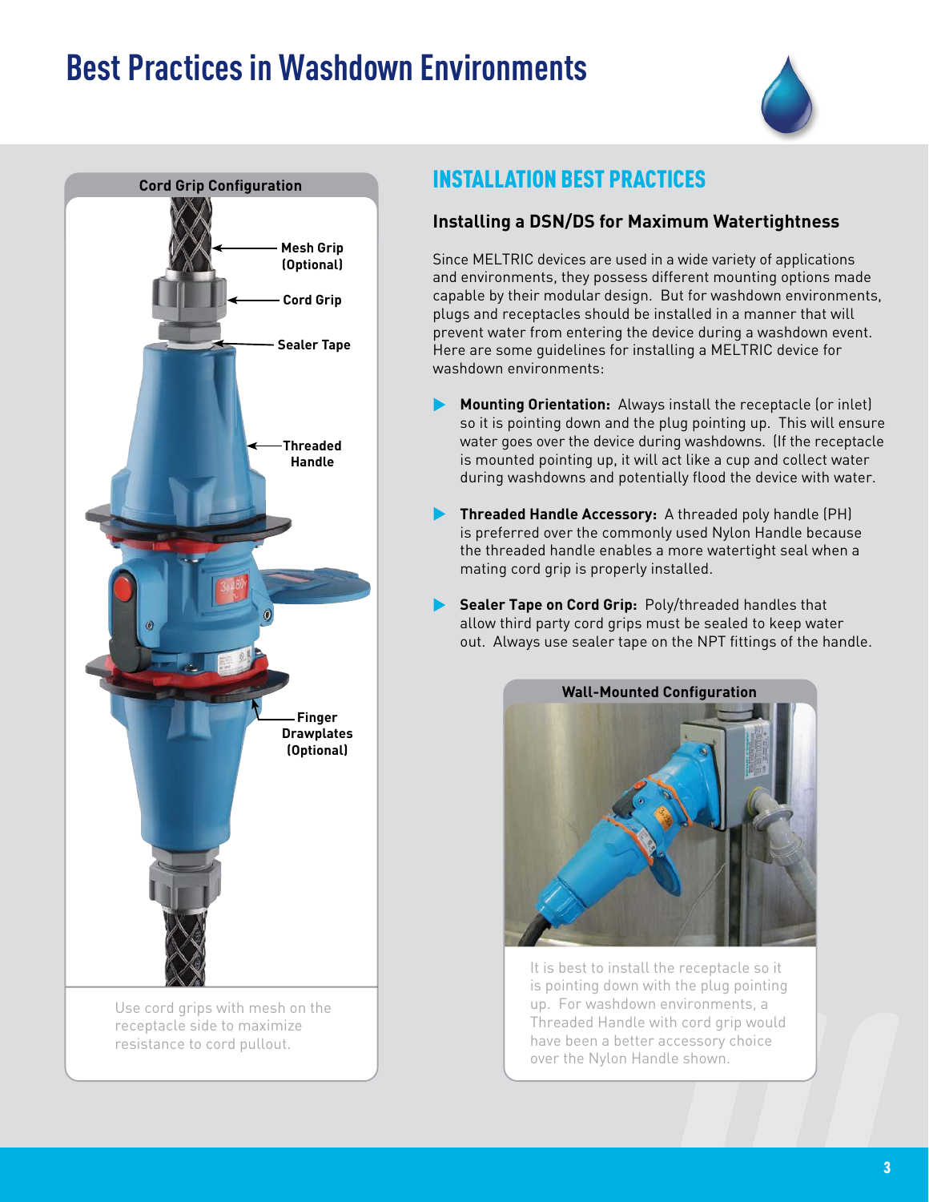# Best Practices in Washdown Environments

**Cord Grip Configuration**

Mesh Grip (Optional)

Cord Grip

Sealer Tape

Threaded Handle

Finger Drawplates (Optional)

Use cord grips with mesh on the receptacle side to maximize resistance to cord pullout.

## INSTALLATION BEST PRACTICES

### Installing a DSN/DS for Maximum Watertightness

Since MELTRIC devices are used in a wide variety of applications and environments, they possess different mounting options made capable by their modular design. But for washdown environments, plugs and receptacles should be installed in a manner that will prevent water from entering the device during a washdown event. Here are some guidelines for installing a MELTRIC device for washdown environments:

- **Mounting Orientation:** Always install the receptacle (or inlet) so it is pointing down and the plug pointing up. This will ensure water goes over the device during washdowns. (If the receptacle is mounted pointing up, it will act like a cup and collect water during washdowns and potentially flood the device with water.
- **Threaded Handle Accessory:** A threaded poly handle (PH) is preferred over the commonly used Nylon Handle because the threaded handle enables a more watertight seal when a mating cord grip is properly installed.
- **Sealer Tape on Cord Grip:** Poly/threaded handles that allow third party cord grips must be sealed to keep water out. Always use sealer tape on the NPT fittings of the handle.

**Wall-Mounted Configuration**

It is best to install the receptacle so it is pointing down with the plug pointing up. For washdown environments, a Threaded Handle with cord grip would have been a better accessory choice over the Nylon Handle shown.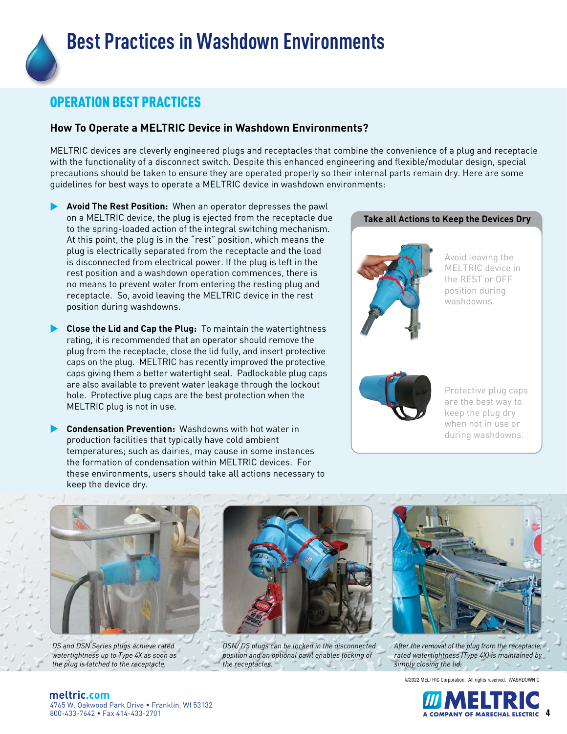# Best Practices in Washdown Environments

## OPERATION BEST PRACTICES

### How To Operate a MELTRIC Device in Washdown Environments?

MELTRIC devices are cleverly engineered plugs and receptacles that combine the convenience of a plug and receptacle with the functionality of a disconnect switch. Despite this enhanced engineering and flexible/modular design, special precautions should be taken to ensure they are operated properly so their internal parts remain dry. Here are some guidelines for best ways to operate a MELTRIC device in washdown environments:

- **Avoid The Rest Position:** When an operator depresses the pawl on a MELTRIC device, the plug is ejected from the receptacle due to the spring-loaded action of the integral switching mechanism. At this point, the plug is in the "rest" position, which means the plug is electrically separated from the receptacle and the load is disconnected from electrical power. If the plug is left in the rest position and a washdown operation commences, there is no means to prevent water from entering the resting plug and receptacle. So, avoid leaving the MELTRIC device in the rest position during washdowns.

- **Close the Lid and Cap the Plug:** To maintain the watertightness rating, it is recommended that an operator should remove the plug from the receptacle, close the lid fully, and insert protective caps on the plug. MELTRIC has recently improved the protective caps giving them a better watertight seal. Padlockable plug caps are also available to prevent water leakage through the lockout hole. Protective plug caps are the best protection when the MELTRIC plug is not in use.

- **Condensation Prevention:** Washdowns with hot water in production facilities that typically have cold ambient temperatures; such as dairies, may cause in some instances the formation of condensation within MELTRIC devices. For these environments, users should take all actions necessary to keep the device dry.

**Take all Actions to Keep the Devices Dry**

Avoid leaving the MELTRIC device in the REST or OFF position during washdowns.

Protective plug caps are the best way to keep the plug dry when not in use or during washdowns.

*DS and DSN Series plugs achieve rated watertightness up to Type 4X as soon as the plug is latched to the receptacle.*

*DSN/ DS plugs can be locked in the disconnected position and an optional pawl enables locking of the receptacles.*

*After the removal of the plug from the receptacle, rated watertightness (Type 4X) is maintained by simply closing the lid.*

©2022 MELTRIC Corporation. All rights reserved. WASHDOWN G

**meltric.com**
4765 W. Oakwood Park Drive • Franklin, WI 53132
800-433-7642 • Fax 414-433-2701

MELTRIC — A COMPANY OF MARECHAL ELECTRIC